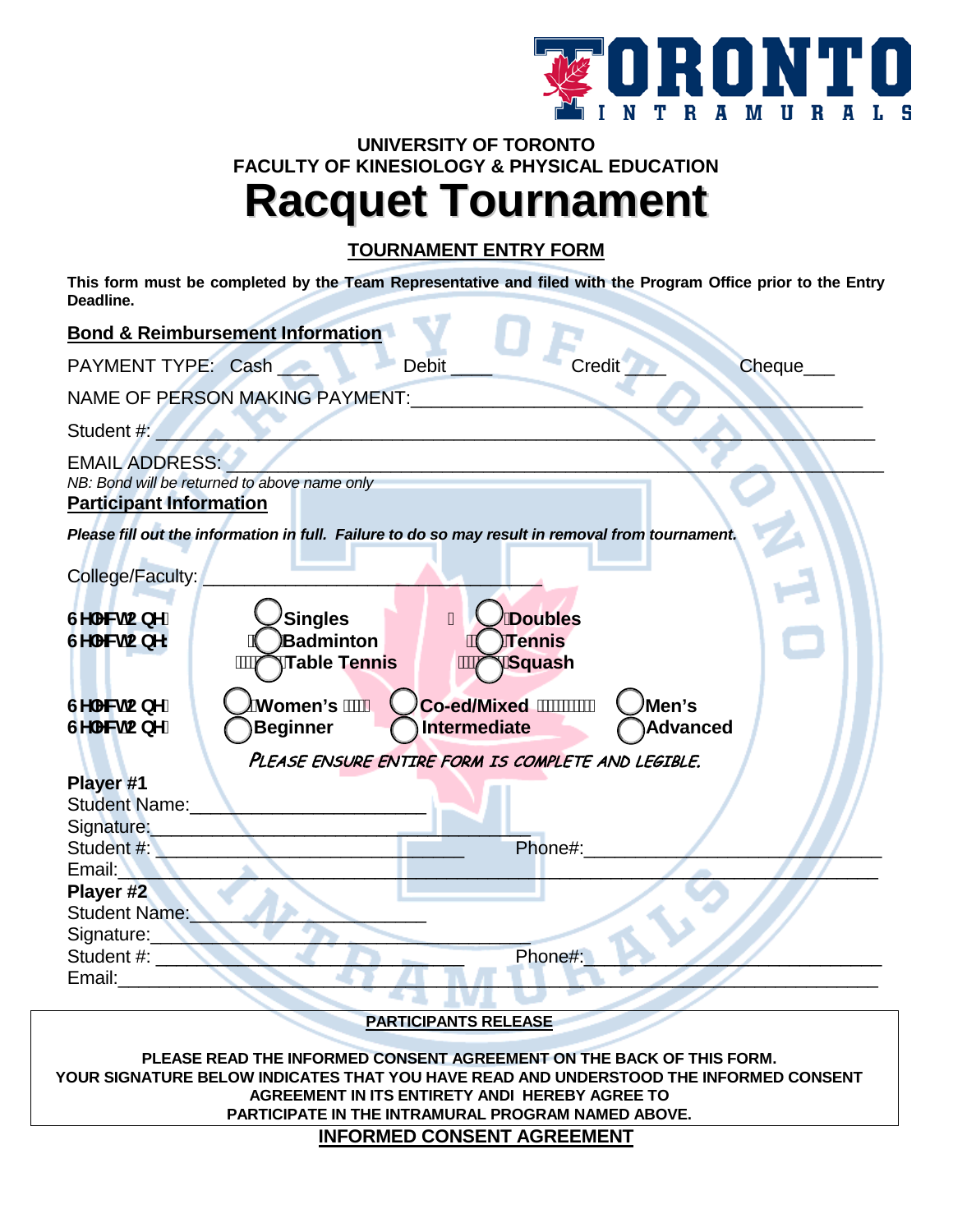UNIVERSITY OF TORONTO
FACULTY OF KINESIOLOGY & PHYSICAL EDUCATION

# Racquet Tournament

## TOURNAMENT ENTRY FORM

**This form must be completed by the Team Representative and filed with the Program Office prior to the Entry Deadline.**

**Bond & Reimbursement Information**

PAYMENT TYPE: Cash ____ Debit ____ Credit ____ Cheque___

NAME OF PERSON MAKING PAYMENT:___________________________________________

Student #: ________________________________________________________________

EMAIL ADDRESS: ___________________________________________________________

*NB: Bond will be returned to above name only*

**Participant Information**

***Please fill out the information in full. Failure to do so may result in removal from tournament.***

College/Faculty: ________________________________

**6HOHFW2QH** ◯ **Singles** ◯ **Doubles**

**6HOHFW2QH** ◯ **Badminton** ◯ **Tennis** ◯ **Table Tennis** ◯ **Squash**

**6HOHFW2QH** ◯ **Women's** ◯ **Co-ed/Mixed** ◯ **Men's**

**6HOHFW2QH** ◯ **Beginner** ◯ **Intermediate** ◯ **Advanced**

*PLEASE ENSURE ENTIRE FORM IS COMPLETE AND LEGIBLE.*

**Player #1**

Student Name:______________________

Signature:___________________________________

Student #: ____________________________ Phone#:____________________________

Email:_____________________________________________________________________

**Player #2**

Student Name:______________________

Signature:___________________________________

Student #: ____________________________ Phone#:____________________________

Email:_____________________________________________________________________

**PARTICIPANTS RELEASE**

**PLEASE READ THE INFORMED CONSENT AGREEMENT ON THE BACK OF THIS FORM. YOUR SIGNATURE BELOW INDICATES THAT YOU HAVE READ AND UNDERSTOOD THE INFORMED CONSENT AGREEMENT IN ITS ENTIRETY ANDI HEREBY AGREE TO PARTICIPATE IN THE INTRAMURAL PROGRAM NAMED ABOVE.**

**INFORMED CONSENT AGREEMENT**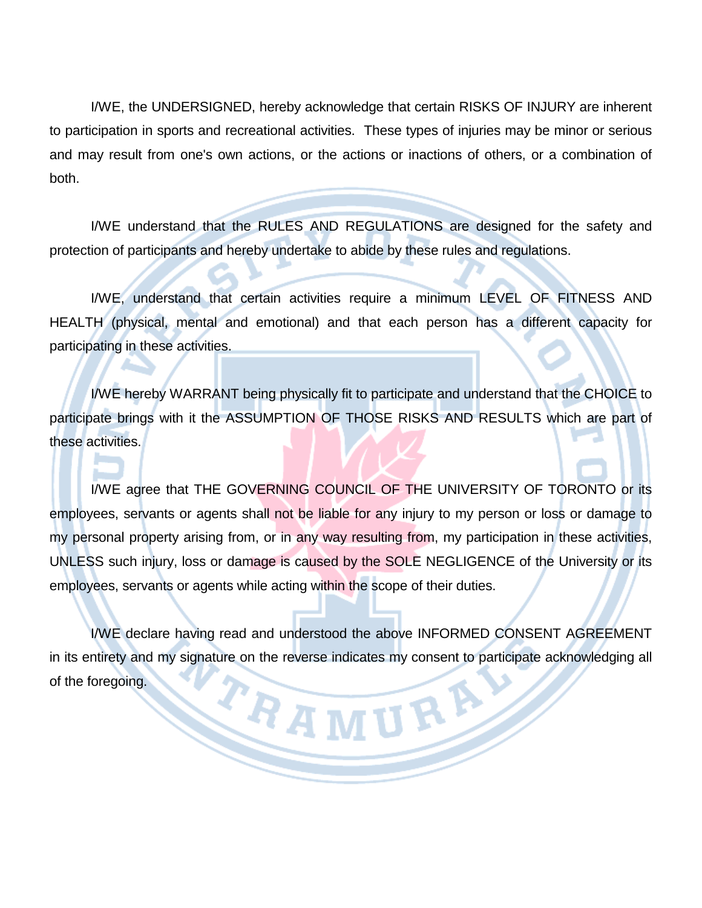I/WE, the UNDERSIGNED, hereby acknowledge that certain RISKS OF INJURY are inherent to participation in sports and recreational activities. These types of injuries may be minor or serious and may result from one's own actions, or the actions or inactions of others, or a combination of both.

I/WE understand that the RULES AND REGULATIONS are designed for the safety and protection of participants and hereby undertake to abide by these rules and regulations.

I/WE, understand that certain activities require a minimum LEVEL OF FITNESS AND HEALTH (physical, mental and emotional) and that each person has a different capacity for participating in these activities.

I/WE hereby WARRANT being physically fit to participate and understand that the CHOICE to participate brings with it the ASSUMPTION OF THOSE RISKS AND RESULTS which are part of these activities.

I/WE agree that THE GOVERNING COUNCIL OF THE UNIVERSITY OF TORONTO or its employees, servants or agents shall not be liable for any injury to my person or loss or damage to my personal property arising from, or in any way resulting from, my participation in these activities, UNLESS such injury, loss or damage is caused by the SOLE NEGLIGENCE of the University or its employees, servants or agents while acting within the scope of their duties.

I/WE declare having read and understood the above INFORMED CONSENT AGREEMENT in its entirety and my signature on the reverse indicates my consent to participate acknowledging all of the foregoing.